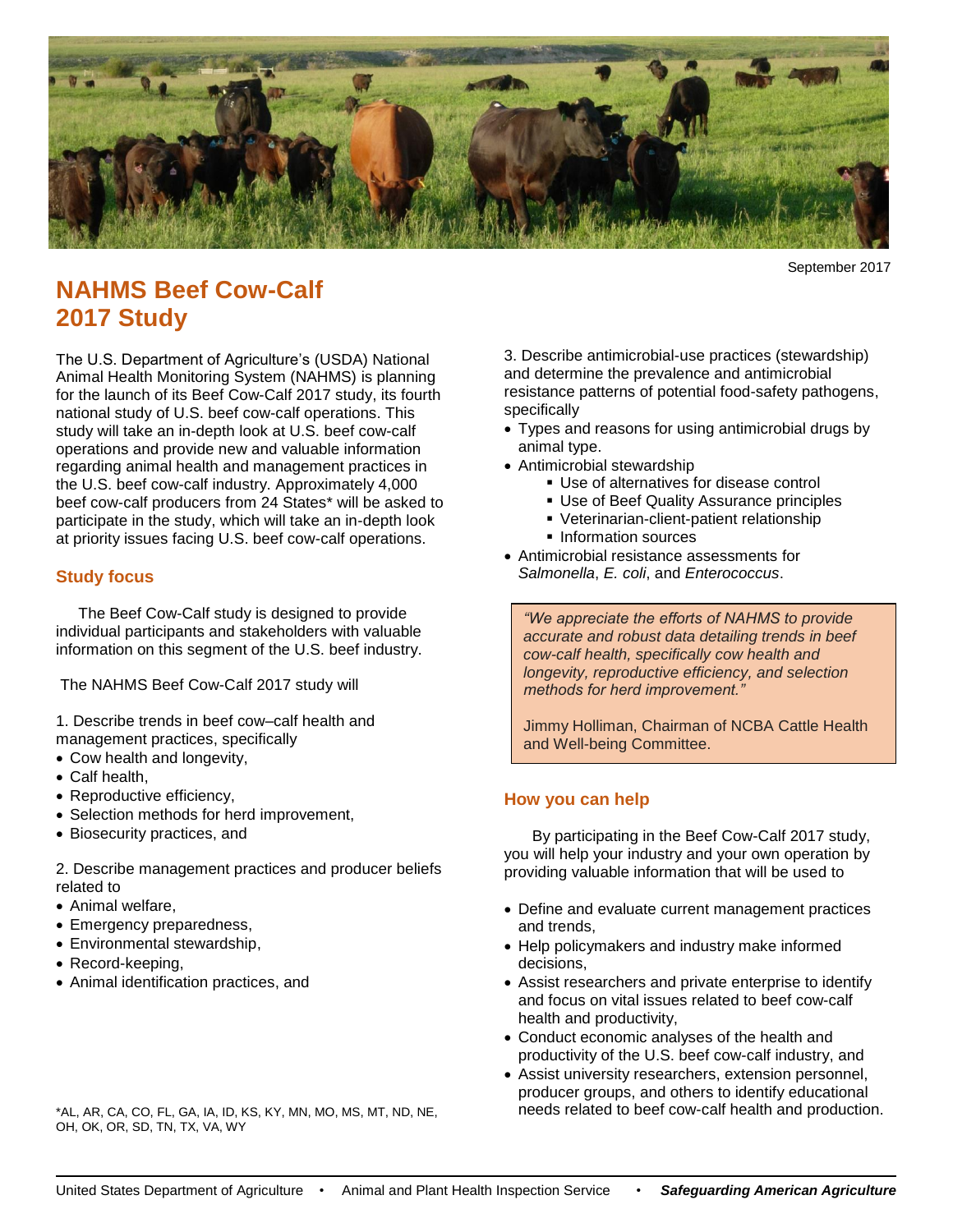September 2017

# NAHMS Beef Cow-Calf 2017 Study

The U.S. Department of Agriculture's (USDA) National Animal Health Monitoring System (NAHMS) is planning for the launch of its Beef Cow-Calf 2017 study, its fourth national study of U.S. beef cow-calf operations. This study will take an in-depth look at U.S. beef cow-calf operations and provide new and valuable information regarding animal health and management practices in the U.S. beef cow-calf industry. Approximately 4,000 beef cow-calf producers from 24 States* will be asked to participate in the study, which will take an in-depth look at priority issues facing U.S. beef cow-calf operations.

## Study focus

The Beef Cow-Calf study is designed to provide individual participants and stakeholders with valuable information on this segment of the U.S. beef industry.

The NAHMS Beef Cow-Calf 2017 study will

1. Describe trends in beef cow–calf health and management practices, specifically
   - Cow health and longevity,
   - Calf health,
   - Reproductive efficiency,
   - Selection methods for herd improvement,
   - Biosecurity practices, and

2. Describe management practices and producer beliefs related to
   - Animal welfare,
   - Emergency preparedness,
   - Environmental stewardship,
   - Record-keeping,
   - Animal identification practices, and

3. Describe antimicrobial-use practices (stewardship) and determine the prevalence and antimicrobial resistance patterns of potential food-safety pathogens, specifically
   - Types and reasons for using antimicrobial drugs by animal type.
   - Antimicrobial stewardship
     - Use of alternatives for disease control
     - Use of Beef Quality Assurance principles
     - Veterinarian-client-patient relationship
     - Information sources
   - Antimicrobial resistance assessments for *Salmonella*, *E. coli*, and *Enterococcus*.

> *"We appreciate the efforts of NAHMS to provide accurate and robust data detailing trends in beef cow-calf health, specifically cow health and longevity, reproductive efficiency, and selection methods for herd improvement."*
>
> Jimmy Holliman, Chairman of NCBA Cattle Health and Well-being Committee.

## How you can help

By participating in the Beef Cow-Calf 2017 study, you will help your industry and your own operation by providing valuable information that will be used to

- Define and evaluate current management practices and trends,
- Help policymakers and industry make informed decisions,
- Assist researchers and private enterprise to identify and focus on vital issues related to beef cow-calf health and productivity,
- Conduct economic analyses of the health and productivity of the U.S. beef cow-calf industry, and
- Assist university researchers, extension personnel, producer groups, and others to identify educational needs related to beef cow-calf health and production.

*AL, AR, CA, CO, FL, GA, IA, ID, KS, KY, MN, MO, MS, MT, ND, NE, OH, OK, OR, SD, TN, TX, VA, WY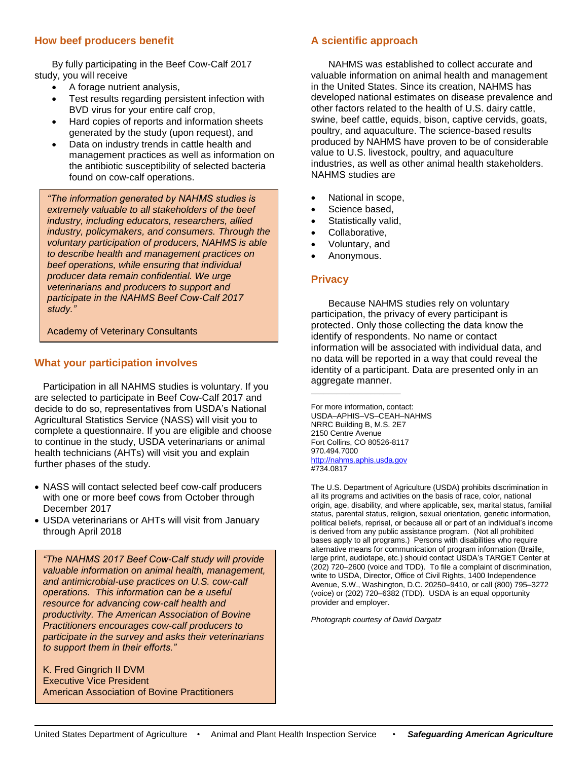## How beef producers benefit

By fully participating in the Beef Cow-Calf 2017 study, you will receive

- A forage nutrient analysis,
- Test results regarding persistent infection with BVD virus for your entire calf crop,
- Hard copies of reports and information sheets generated by the study (upon request), and
- Data on industry trends in cattle health and management practices as well as information on the antibiotic susceptibility of selected bacteria found on cow-calf operations.

> *"The information generated by NAHMS studies is extremely valuable to all stakeholders of the beef industry, including educators, researchers, allied industry, policymakers, and consumers. Through the voluntary participation of producers, NAHMS is able to describe health and management practices on beef operations, while ensuring that individual producer data remain confidential. We urge veterinarians and producers to support and participate in the NAHMS Beef Cow-Calf 2017 study."*
>
> Academy of Veterinary Consultants

## What your participation involves

Participation in all NAHMS studies is voluntary. If you are selected to participate in Beef Cow-Calf 2017 and decide to do so, representatives from USDA's National Agricultural Statistics Service (NASS) will visit you to complete a questionnaire. If you are eligible and choose to continue in the study, USDA veterinarians or animal health technicians (AHTs) will visit you and explain further phases of the study.

- NASS will contact selected beef cow-calf producers with one or more beef cows from October through December 2017
- USDA veterinarians or AHTs will visit from January through April 2018

> *"The NAHMS 2017 Beef Cow-Calf study will provide valuable information on animal health, management, and antimicrobial-use practices on U.S. cow-calf operations. This information can be a useful resource for advancing cow-calf health and productivity. The American Association of Bovine Practitioners encourages cow-calf producers to participate in the survey and asks their veterinarians to support them in their efforts."*
>
> K. Fred Gingrich II DVM
> Executive Vice President
> American Association of Bovine Practitioners

## A scientific approach

NAHMS was established to collect accurate and valuable information on animal health and management in the United States. Since its creation, NAHMS has developed national estimates on disease prevalence and other factors related to the health of U.S. dairy cattle, swine, beef cattle, equids, bison, captive cervids, goats, poultry, and aquaculture. The science-based results produced by NAHMS have proven to be of considerable value to U.S. livestock, poultry, and aquaculture industries, as well as other animal health stakeholders. NAHMS studies are

- National in scope,
- Science based,
- Statistically valid,
- Collaborative,
- Voluntary, and
- Anonymous.

## Privacy

Because NAHMS studies rely on voluntary participation, the privacy of every participant is protected. Only those collecting the data know the identify of respondents. No name or contact information will be associated with individual data, and no data will be reported in a way that could reveal the identity of a participant. Data are presented only in an aggregate manner.

---

For more information, contact:
USDA–APHIS–VS–CEAH–NAHMS
NRRC Building B, M.S. 2E7
2150 Centre Avenue
Fort Collins, CO 80526-8117
970.494.7000
http://nahms.aphis.usda.gov
#734.0817

The U.S. Department of Agriculture (USDA) prohibits discrimination in all its programs and activities on the basis of race, color, national origin, age, disability, and where applicable, sex, marital status, familial status, parental status, religion, sexual orientation, genetic information, political beliefs, reprisal, or because all or part of an individual's income is derived from any public assistance program. (Not all prohibited bases apply to all programs.) Persons with disabilities who require alternative means for communication of program information (Braille, large print, audiotape, etc.) should contact USDA's TARGET Center at (202) 720–2600 (voice and TDD). To file a complaint of discrimination, write to USDA, Director, Office of Civil Rights, 1400 Independence Avenue, S.W., Washington, D.C. 20250–9410, or call (800) 795–3272 (voice) or (202) 720–6382 (TDD). USDA is an equal opportunity provider and employer.

*Photograph courtesy of David Dargatz*